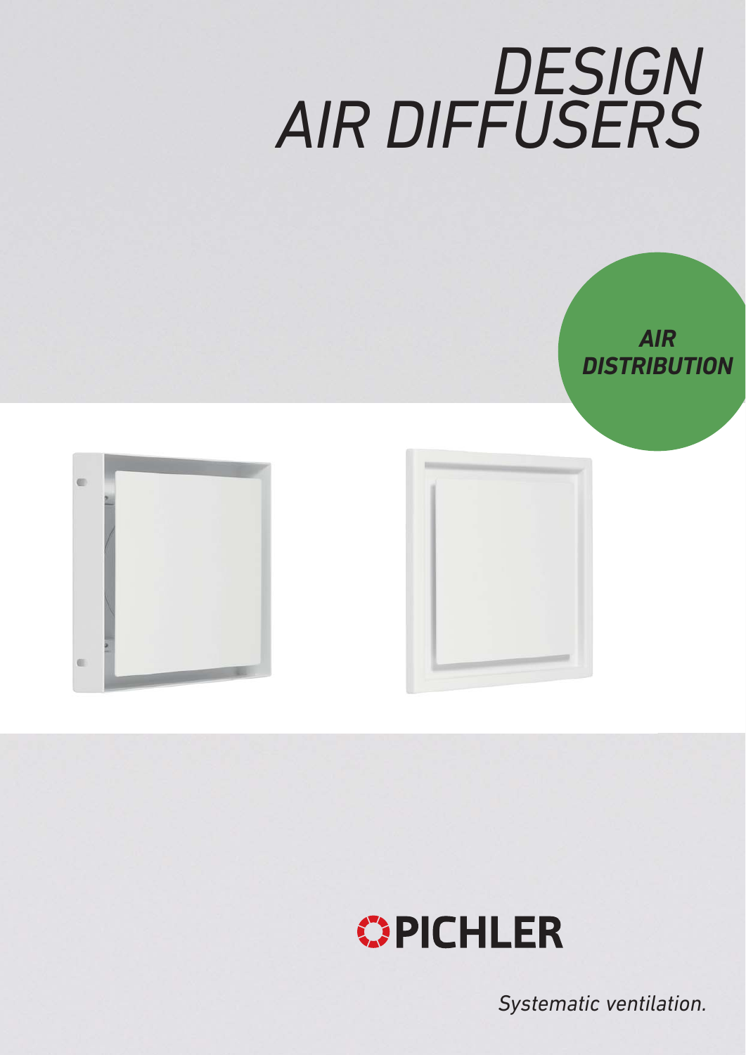# *DESIGN AIR DIFFUSERS*

***AIR DISTRIBUTION***

**PICHLER**

*Systematic ventilation.*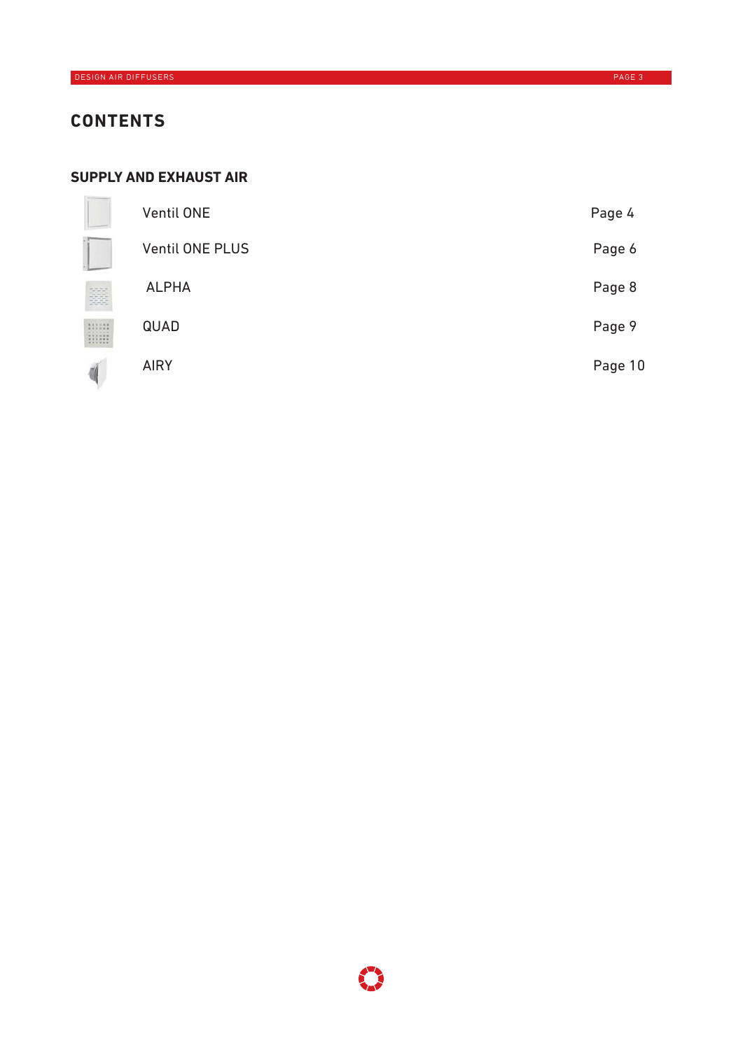# CONTENTS

## SUPPLY AND EXHAUST AIR

| | |
|---|---|
| Ventil ONE | Page 4 |
| Ventil ONE PLUS | Page 6 |
| ALPHA | Page 8 |
| QUAD | Page 9 |
| AIRY | Page 10 |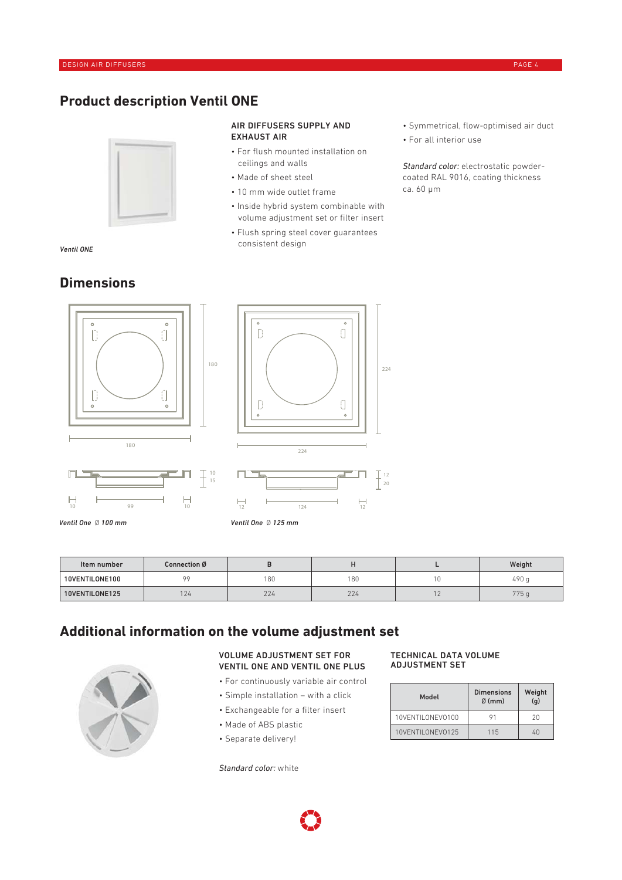# Product description Ventil ONE

*Ventil ONE*

### AIR DIFFUSERS SUPPLY AND EXHAUST AIR

- For flush mounted installation on ceilings and walls
- Made of sheet steel
- 10 mm wide outlet frame
- Inside hybrid system combinable with volume adjustment set or filter insert
- Flush spring steel cover guarantees consistent design
- Symmetrical, flow-optimised air duct
- For all interior use

*Standard color:* electrostatic powder-coated RAL 9016, coating thickness ca. 60 µm

# Dimensions

*Ventil One Ø 100 mm*

*Ventil One Ø 125 mm*

| Item number | Connection Ø | B | H | L | Weight |
|---|---|---|---|---|---|
| 10VENTILONE100 | 99 | 180 | 180 | 10 | 490 g |
| 10VENTILONE125 | 124 | 224 | 224 | 12 | 775 g |

# Additional information on the volume adjustment set

### VOLUME ADJUSTMENT SET FOR VENTIL ONE AND VENTIL ONE PLUS

- For continuously variable air control
- Simple installation – with a click
- Exchangeable for a filter insert
- Made of ABS plastic
- Separate delivery!

*Standard color:* white

### TECHNICAL DATA VOLUME ADJUSTMENT SET

| Model | Dimensions Ø (mm) | Weight (g) |
|---|---|---|
| 10VENTILONEVO100 | 91 | 20 |
| 10VENTILONEVO125 | 115 | 40 |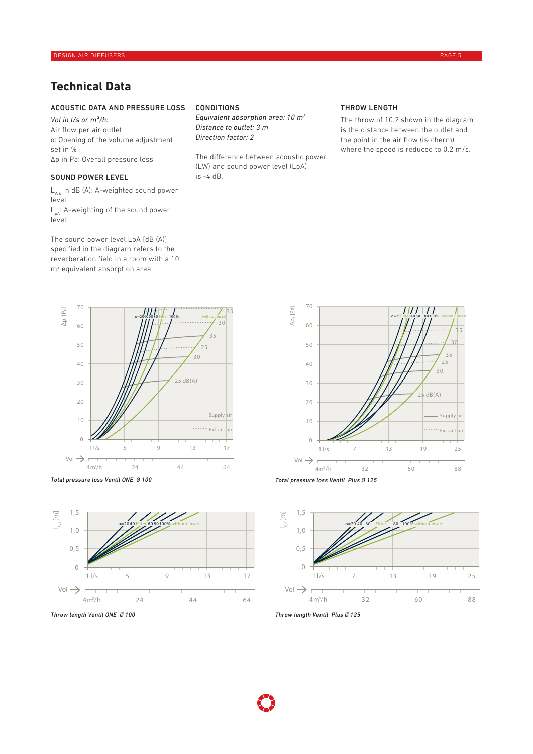# Technical Data

## ACOUSTIC DATA AND PRESSURE LOSS

*Vol in l/s or m³/h:*
Air flow per air outlet
o: Opening of the volume adjustment set in %
Δp in Pa: Overall pressure loss

## SOUND POWER LEVEL

$L_{WA}$ in dB (A): A-weighted sound power level
$L_{pA}$: A-weighting of the sound power level

The sound power level LpA [dB (A)] specified in the diagram refers to the reverberation field in a room with a 10 m² equivalent absorption area.

## CONDITIONS

*Equivalent absorption area: 10 m²*
*Distance to outlet: 3 m*
*Direction factor: 2*

The difference between acoustic power (LW) and sound power level (LpA) is -4 dB.

## THROW LENGTH

The throw of 10.2 shown in the diagram is the distance between the outlet and the point in the air flow (isotherm) where the speed is reduced to 0.2 m/s.

*Total pressure loss Ventil ONE Ø 100*

*Total pressure loss Ventil Plus Ø 125*

*Throw length Ventil ONE Ø 100*

*Throw length Ventil Plus Ø 125*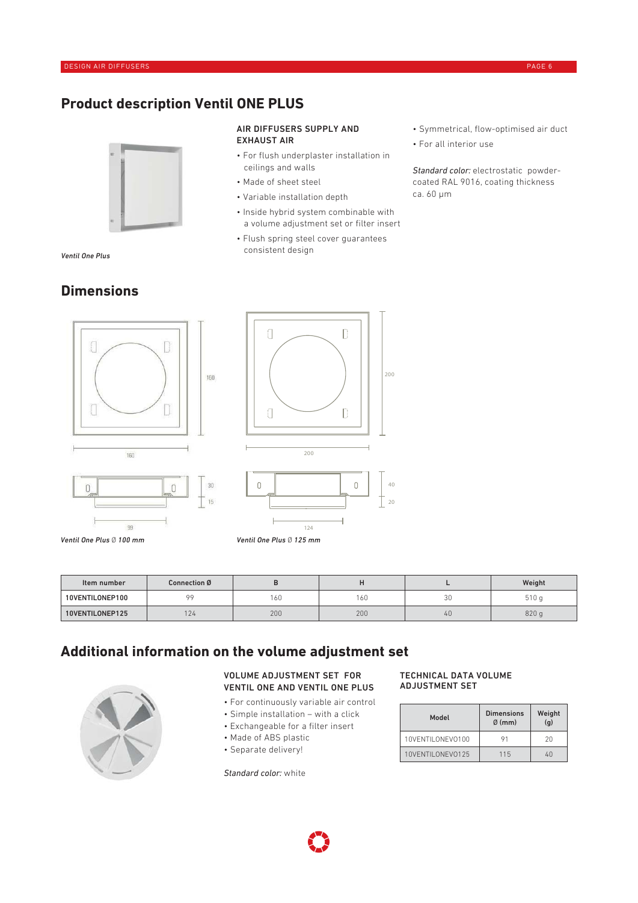# Product description Ventil ONE PLUS

*Ventil One Plus*

**AIR DIFFUSERS SUPPLY AND EXHAUST AIR**

- For flush underplaster installation in ceilings and walls
- Made of sheet steel
- Variable installation depth
- Inside hybrid system combinable with a volume adjustment set or filter insert
- Flush spring steel cover guarantees consistent design
- Symmetrical, flow-optimised air duct
- For all interior use

*Standard color:* electrostatic powder-coated RAL 9016, coating thickness ca. 60 µm

## Dimensions

*Ventil One Plus Ø 100 mm*

*Ventil One Plus Ø 125 mm*

| Item number | Connection Ø | B | H | L | Weight |
|---|---|---|---|---|---|
| 10VENTILONEP100 | 99 | 160 | 160 | 30 | 510 g |
| 10VENTILONEP125 | 124 | 200 | 200 | 40 | 820 g |

## Additional information on the volume adjustment set

**VOLUME ADJUSTMENT SET FOR VENTIL ONE AND VENTIL ONE PLUS**

- For continuously variable air control
- Simple installation – with a click
- Exchangeable for a filter insert
- Made of ABS plastic
- Separate delivery!

*Standard color:* white

**TECHNICAL DATA VOLUME ADJUSTMENT SET**

| Model | Dimensions Ø (mm) | Weight (g) |
|---|---|---|
| 10VENTILONEVO100 | 91 | 20 |
| 10VENTILONEVO125 | 115 | 40 |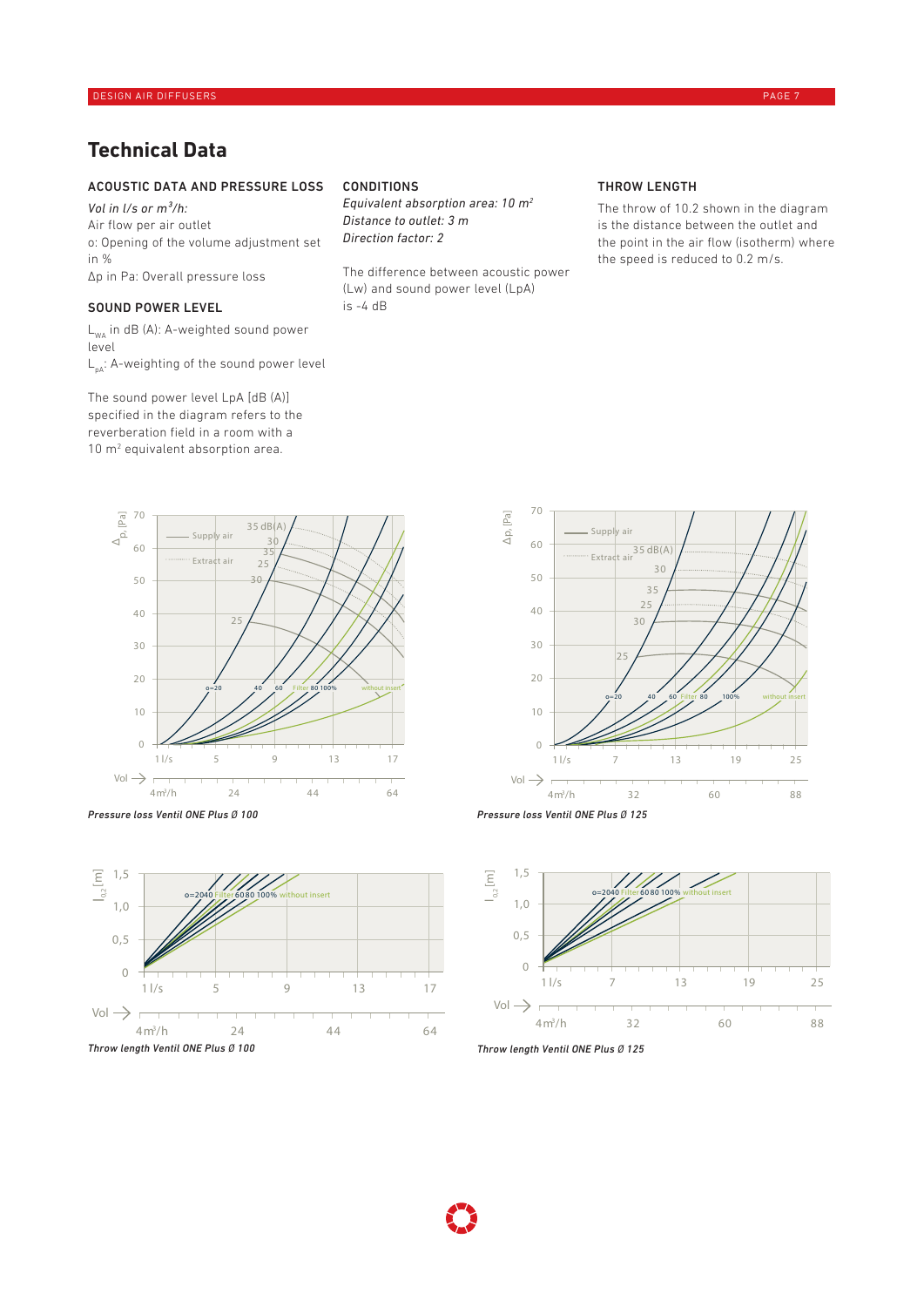# Technical Data

### ACOUSTIC DATA AND PRESSURE LOSS

*Vol in l/s or $m^3/h$:*
Air flow per air outlet
o: Opening of the volume adjustment set in %
Δp in Pa: Overall pressure loss

### SOUND POWER LEVEL

$L_{WA}$ in dB (A): A-weighted sound power level
$L_{pA}$: A-weighting of the sound power level

The sound power level LpA [dB (A)] specified in the diagram refers to the reverberation field in a room with a 10 $m^2$ equivalent absorption area.

### CONDITIONS

*Equivalent absorption area: 10 $m^2$*
*Distance to outlet: 3 m*
*Direction factor: 2*

The difference between acoustic power (Lw) and sound power level (LpA) is -4 dB

### THROW LENGTH

The throw of 10.2 shown in the diagram is the distance between the outlet and the point in the air flow (isotherm) where the speed is reduced to 0.2 m/s.

*Pressure loss Ventil ONE Plus Ø 100*

*Pressure loss Ventil ONE Plus Ø 125*

*Throw length Ventil ONE Plus Ø 100*

*Throw length Ventil ONE Plus Ø 125*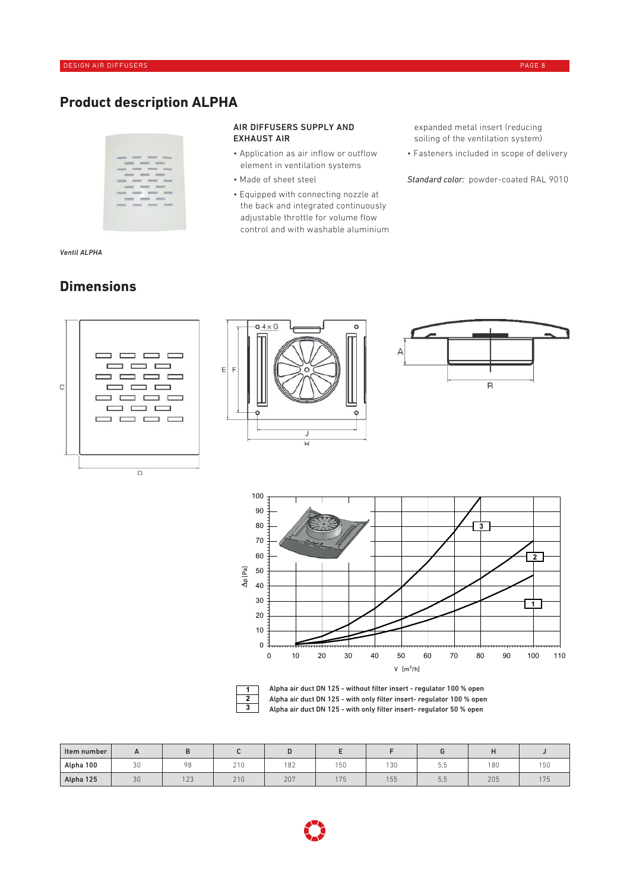# Product description ALPHA

Ventil ALPHA

**AIR DIFFUSERS SUPPLY AND EXHAUST AIR**

- Application as air inflow or outflow element in ventilation systems
- Made of sheet steel
- Equipped with connecting nozzle at the back and integrated continuously adjustable throttle for volume flow control and with washable aluminium expanded metal insert (reducing soiling of the ventilation system)
- Fasteners included in scope of delivery

*Standard color:* powder-coated RAL 9010

## Dimensions

| 1 | Alpha air duct DN 125 - without filter insert - regulator 100 % open |
|---|---|
| 2 | Alpha air duct DN 125 - with only filter insert- regulator 100 % open |
| 3 | Alpha air duct DN 125 - with only filter insert- regulator 50 % open |

| Item number | A | B | C | D | E | F | G | H | J |
|---|---|---|---|---|---|---|---|---|---|
| **Alpha 100** | 30 | 98 | 210 | 182 | 150 | 130 | 5,5 | 180 | 150 |
| **Alpha 125** | 30 | 123 | 210 | 207 | 175 | 155 | 5,5 | 205 | 175 |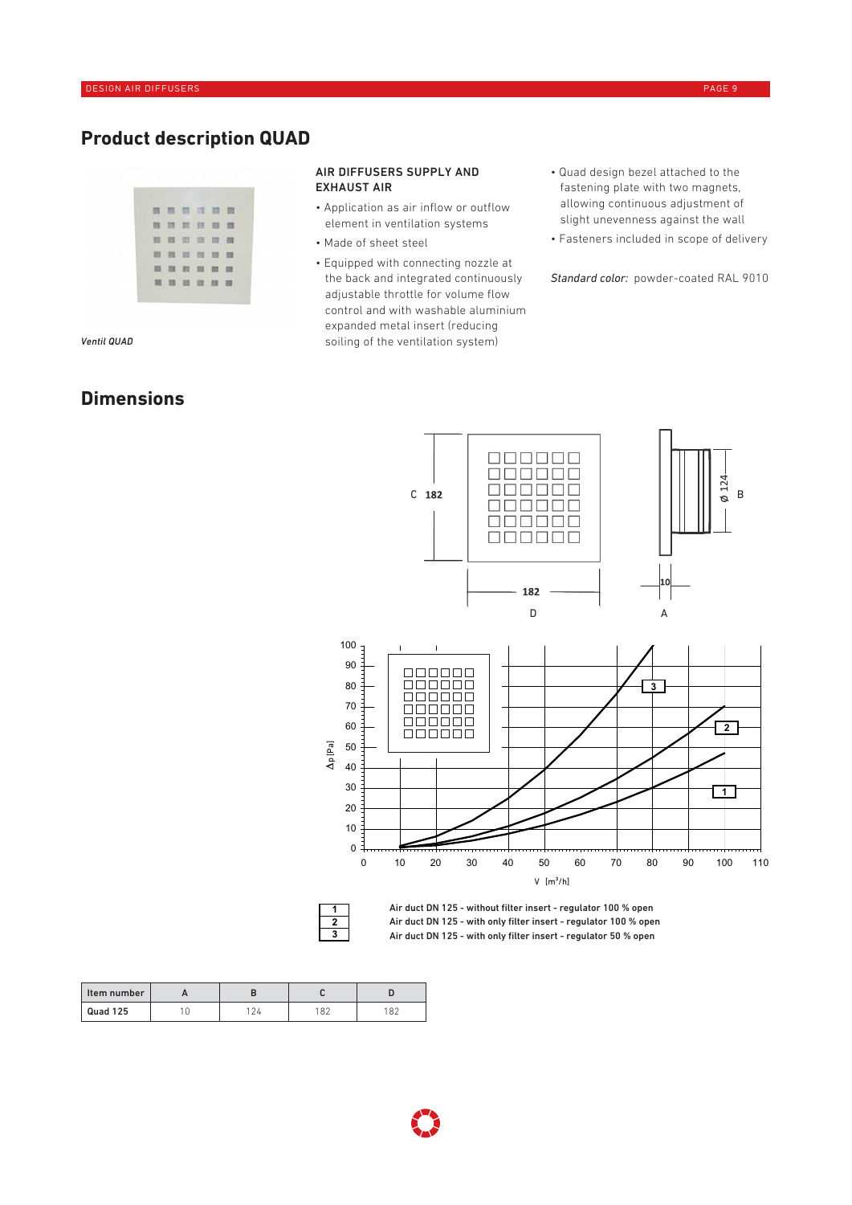# Product description QUAD

*Ventil QUAD*

**AIR DIFFUSERS SUPPLY AND EXHAUST AIR**

- Application as air inflow or outflow element in ventilation systems
- Made of sheet steel
- Equipped with connecting nozzle at the back and integrated continuously adjustable throttle for volume flow control and with washable aluminium expanded metal insert (reducing soiling of the ventilation system)
- Quad design bezel attached to the fastening plate with two magnets, allowing continuous adjustment of slight unevenness against the wall
- Fasteners included in scope of delivery

*Standard color:* powder-coated RAL 9010

# Dimensions

C 182

182

D

ø 124

B

10

A

$\Delta p$ [Pa]

V [m³/h]

| | |
|---|---|
| 1 | Air duct DN 125 - without filter insert - regulator 100 % open |
| 2 | Air duct DN 125 - with only filter insert - regulator 100 % open |
| 3 | Air duct DN 125 - with only filter insert - regulator 50 % open |

| Item number | A | B | C | D |
|---|---|---|---|---|
| Quad 125 | 10 | 124 | 182 | 182 |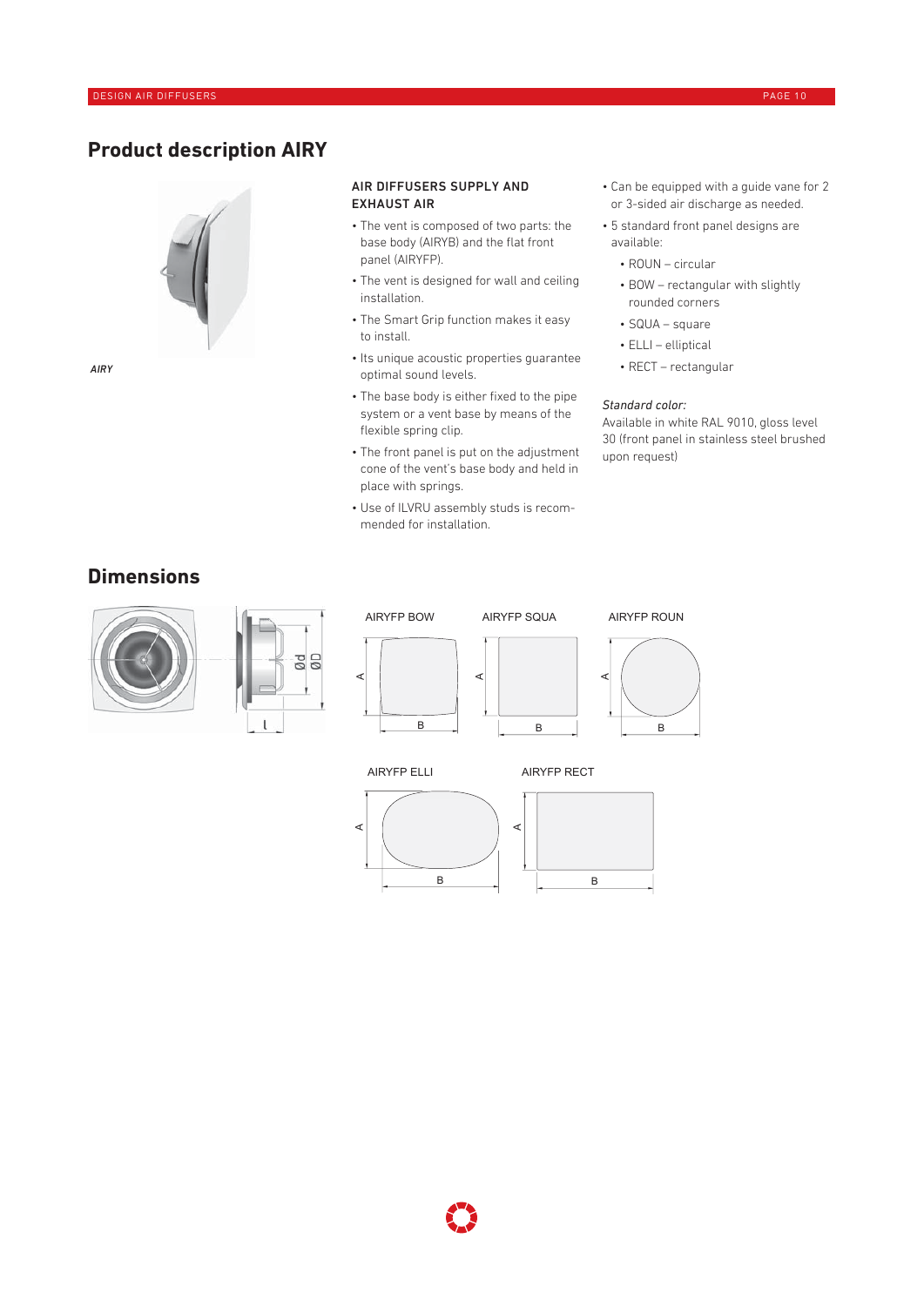# Product description AIRY

AIRY

## AIR DIFFUSERS SUPPLY AND EXHAUST AIR

- The vent is composed of two parts: the base body (AIRYB) and the flat front panel (AIRYFP).
- The vent is designed for wall and ceiling installation.
- The Smart Grip function makes it easy to install.
- Its unique acoustic properties guarantee optimal sound levels.
- The base body is either fixed to the pipe system or a vent base by means of the flexible spring clip.
- The front panel is put on the adjustment cone of the vent's base body and held in place with springs.
- Use of ILVRU assembly studs is recommended for installation.
- Can be equipped with a guide vane for 2 or 3-sided air discharge as needed.
- 5 standard front panel designs are available:
  - ROUN – circular
  - BOW – rectangular with slightly rounded corners
  - SQUA – square
  - ELLI – elliptical
  - RECT – rectangular

*Standard color:*
Available in white RAL 9010, gloss level 30 (front panel in stainless steel brushed upon request)

# Dimensions

AIRYFP BOW

AIRYFP SQUA

AIRYFP ROUN

AIRYFP ELLI

AIRYFP RECT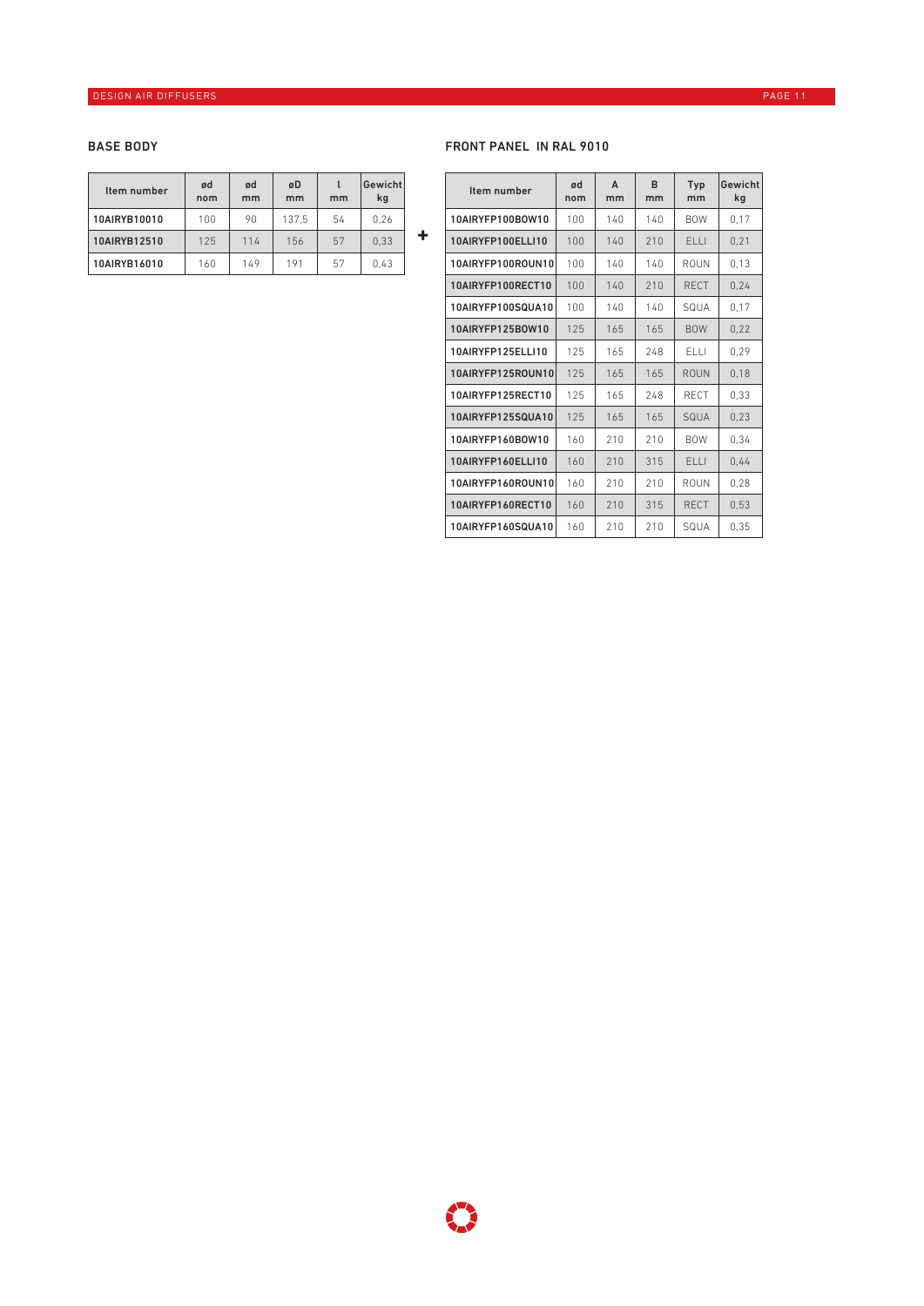## BASE BODY

| Item number | ød nom | ød mm | øD mm | l mm | Gewicht kg |
|---|---|---|---|---|---|
| 10AIRYB10010 | 100 | 90 | 137,5 | 54 | 0,26 |
| 10AIRYB12510 | 125 | 114 | 156 | 57 | 0,33 |
| 10AIRYB16010 | 160 | 149 | 191 | 57 | 0,43 |

+

## FRONT PANEL IN RAL 9010

| Item number | ød nom | A mm | B mm | Typ mm | Gewicht kg |
|---|---|---|---|---|---|
| 10AIRYFP100BOW10 | 100 | 140 | 140 | BOW | 0,17 |
| 10AIRYFP100ELLI10 | 100 | 140 | 210 | ELLI | 0,21 |
| 10AIRYFP100ROUN10 | 100 | 140 | 140 | ROUN | 0,13 |
| 10AIRYFP100RECT10 | 100 | 140 | 210 | RECT | 0,24 |
| 10AIRYFP100SQUA10 | 100 | 140 | 140 | SQUA | 0,17 |
| 10AIRYFP125BOW10 | 125 | 165 | 165 | BOW | 0,22 |
| 10AIRYFP125ELLI10 | 125 | 165 | 248 | ELLI | 0,29 |
| 10AIRYFP125ROUN10 | 125 | 165 | 165 | ROUN | 0,18 |
| 10AIRYFP125RECT10 | 125 | 165 | 248 | RECT | 0,33 |
| 10AIRYFP125SQUA10 | 125 | 165 | 165 | SQUA | 0,23 |
| 10AIRYFP160BOW10 | 160 | 210 | 210 | BOW | 0,34 |
| 10AIRYFP160ELLI10 | 160 | 210 | 315 | ELLI | 0,44 |
| 10AIRYFP160ROUN10 | 160 | 210 | 210 | ROUN | 0,28 |
| 10AIRYFP160RECT10 | 160 | 210 | 315 | RECT | 0,53 |
| 10AIRYFP160SQUA10 | 160 | 210 | 210 | SQUA | 0,35 |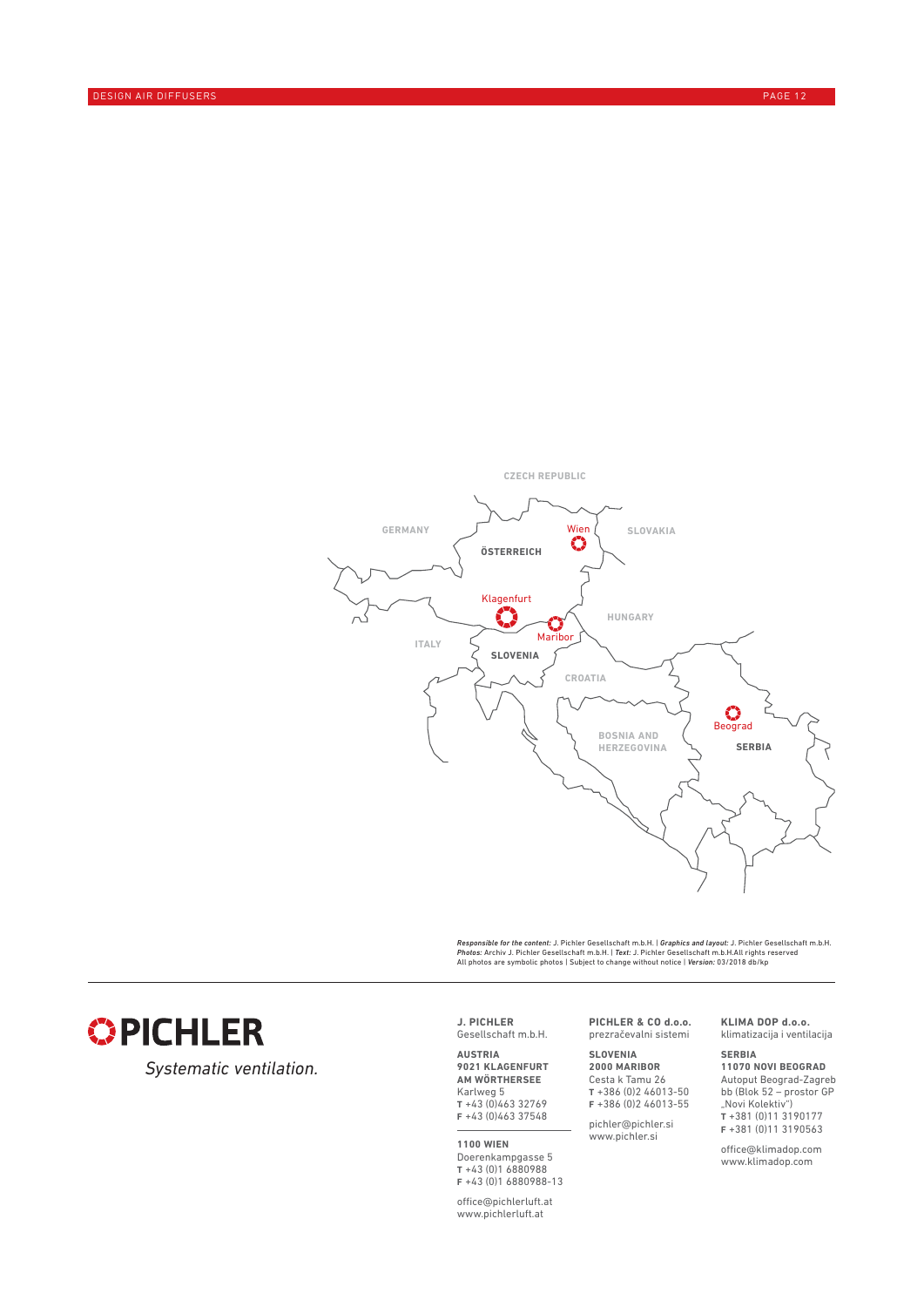CZECH REPUBLIC
GERMANY
ÖSTERREICH
Wien
SLOVAKIA
Klagenfurt
Maribor
HUNGARY
ITALY
SLOVENIA
CROATIA
BOSNIA AND HERZEGOVINA
Beograd
SERBIA

***Responsible for the content:*** J. Pichler Gesellschaft m.b.H. | ***Graphics and layout:*** J. Pichler Gesellschaft m.b.H.
***Photos:*** Archiv J. Pichler Gesellschaft m.b.H. | ***Text:*** J. Pichler Gesellschaft m.b.H.All rights reserved
All photos are symbolic photos | Subject to change without notice | ***Version:*** 03/2018 db/kp

**PICHLER**
*Systematic ventilation.*

**J. PICHLER**
Gesellschaft m.b.H.

**AUSTRIA**
**9021 KLAGENFURT AM WÖRTHERSEE**
Karlweg 5
**T** +43 (0)463 32769
**F** +43 (0)463 37548

**1100 WIEN**
Doerenkampgasse 5
**T** +43 (0)1 6880988
**F** +43 (0)1 6880988-13

office@pichlerluft.at
www.pichlerluft.at

**PICHLER & CO d.o.o.**
prezračevalni sistemi

**SLOVENIA**
**2000 MARIBOR**
Cesta k Tamu 26
**T** +386 (0)2 46013-50
**F** +386 (0)2 46013-55

pichler@pichler.si
www.pichler.si

**KLIMA DOP d.o.o.**
klimatizacija i ventilacija

**SERBIA**
**11070 NOVI BEOGRAD**
Autoput Beograd-Zagreb bb (Blok 52 – prostor GP „Novi Kolektiv")
**T** +381 (0)11 3190177
**F** +381 (0)11 3190563

office@klimadop.com
www.klimadop.com